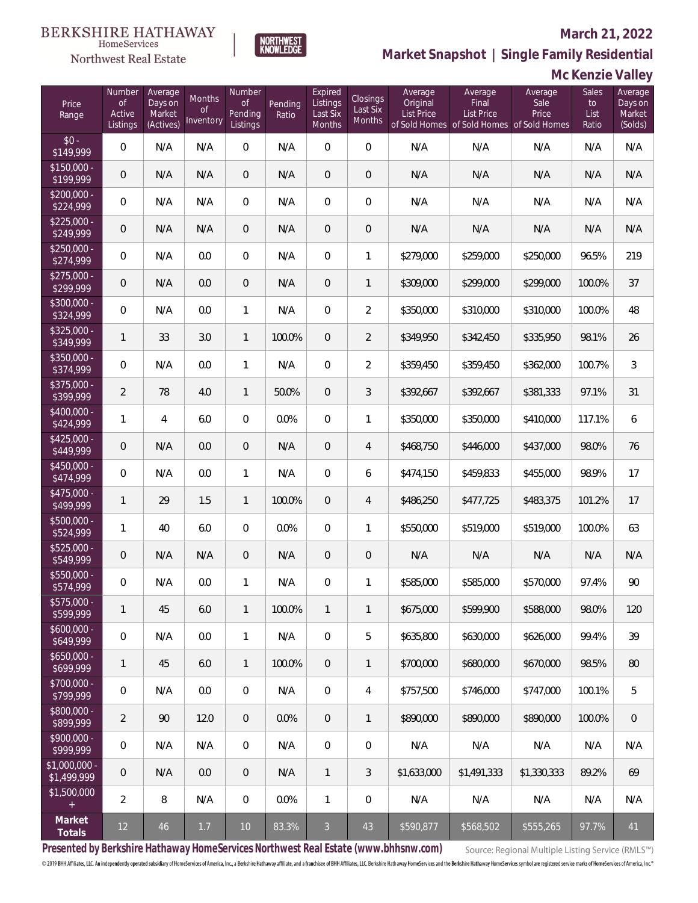BERKSHIRE HATHAWAY HomeServices

Northwest Real Estate

NORTHWEST KNOWLEDGE

# March 21, 2022

## Market Snapshot | Single Family Residential

## Mc Kenzie Valley

| Price Range | Number of Active Listings | Average Days on Market (Actives) | Months of Inventory | Number of Pending Listings | Pending Ratio | Expired Listings Last Six Months | Closings Last Six Months | Average Original List Price of Sold Homes | Average Final List Price of Sold Homes | Average Sale Price of Sold Homes | Sales to List Ratio | Average Days on Market (Solds) |
|---|---|---|---|---|---|---|---|---|---|---|---|---|
| $0 - $149,999 | 0 | N/A | N/A | 0 | N/A | 0 | 0 | N/A | N/A | N/A | N/A | N/A |
| $150,000 - $199,999 | 0 | N/A | N/A | 0 | N/A | 0 | 0 | N/A | N/A | N/A | N/A | N/A |
| $200,000 - $224,999 | 0 | N/A | N/A | 0 | N/A | 0 | 0 | N/A | N/A | N/A | N/A | N/A |
| $225,000 - $249,999 | 0 | N/A | N/A | 0 | N/A | 0 | 0 | N/A | N/A | N/A | N/A | N/A |
| $250,000 - $274,999 | 0 | N/A | 0.0 | 0 | N/A | 0 | 1 | $279,000 | $259,000 | $250,000 | 96.5% | 219 |
| $275,000 - $299,999 | 0 | N/A | 0.0 | 0 | N/A | 0 | 1 | $309,000 | $299,000 | $299,000 | 100.0% | 37 |
| $300,000 - $324,999 | 0 | N/A | 0.0 | 1 | N/A | 0 | 2 | $350,000 | $310,000 | $310,000 | 100.0% | 48 |
| $325,000 - $349,999 | 1 | 33 | 3.0 | 1 | 100.0% | 0 | 2 | $349,950 | $342,450 | $335,950 | 98.1% | 26 |
| $350,000 - $374,999 | 0 | N/A | 0.0 | 1 | N/A | 0 | 2 | $359,450 | $359,450 | $362,000 | 100.7% | 3 |
| $375,000 - $399,999 | 2 | 78 | 4.0 | 1 | 50.0% | 0 | 3 | $392,667 | $392,667 | $381,333 | 97.1% | 31 |
| $400,000 - $424,999 | 1 | 4 | 6.0 | 0 | 0.0% | 0 | 1 | $350,000 | $350,000 | $410,000 | 117.1% | 6 |
| $425,000 - $449,999 | 0 | N/A | 0.0 | 0 | N/A | 0 | 4 | $468,750 | $446,000 | $437,000 | 98.0% | 76 |
| $450,000 - $474,999 | 0 | N/A | 0.0 | 1 | N/A | 0 | 6 | $474,150 | $459,833 | $455,000 | 98.9% | 17 |
| $475,000 - $499,999 | 1 | 29 | 1.5 | 1 | 100.0% | 0 | 4 | $486,250 | $477,725 | $483,375 | 101.2% | 17 |
| $500,000 - $524,999 | 1 | 40 | 6.0 | 0 | 0.0% | 0 | 1 | $550,000 | $519,000 | $519,000 | 100.0% | 63 |
| $525,000 - $549,999 | 0 | (N/A) | N/A | 0 | N/A | 0 | 0 | N/A | N/A | N/A | N/A | N/A |
| $550,000 - $574,999 | 0 | N/A | 0.0 | 1 | N/A | 0 | 1 | $585,000 | $585,000 | $570,000 | 97.4% | 90 |
| $575,000 - $599,999 | 1 | 45 | 6.0 | 1 | 100.0% | 1 | 1 | $675,000 | $599,900 | $588,000 | 98.0% | 120 |
| $600,000 - $649,999 | 0 | N/A | 0.0 | 1 | N/A | 0 | 5 | $635,800 | $630,000 | $626,000 | 99.4% | 39 |
| $650,000 - $699,999 | 1 | 45 | 6.0 | 1 | 100.0% | 0 | 1 | $700,000 | $680,000 | $670,000 | 98.5% | 80 |
| $700,000 - $799,999 | 0 | N/A | 0.0 | 0 | N/A | 0 | 4 | $757,500 | $746,000 | $747,000 | 100.1% | 5 |
| $800,000 - $899,999 | 2 | 90 | 12.0 | 0 | 0.0% | 0 | 1 | $890,000 | $890,000 | $890,000 | 100.0% | 0 |
| $900,000 - $999,999 | 0 | N/A | N/A | 0 | N/A | 0 | 0 | N/A | N/A | N/A | N/A | N/A |
| $1,000,000 - $1,499,999 | 0 | N/A | 0.0 | 0 | N/A | 1 | 3 | $1,633,000 | $1,491,333 | $1,330,333 | 89.2% | 69 |
| $1,500,000 + | 2 | 8 | N/A | 0 | 0.0% | 1 | 0 | N/A | N/A | N/A | N/A | N/A |
| **Market Totals** | 12 | 46 | 1.7 | 10 | 83.3% | 3 | 43 | $590,877 | $568,502 | $555,265 | 97.7% | 41 |

**Presented by Berkshire Hathaway HomeServices Northwest Real Estate (www.bhhsnw.com)**

Source: Regional Multiple Listing Service (RMLS™)

© 2019 BHH Affiliates, LLC. An independently operated subsidiary of HomeServices of America, Inc., a Berkshire Hathaway affiliate, and a franchisee of BHH Affiliates, LLC. Berkshire Hathaway HomeServices and the Berkshire Hathaway HomeServices symbol are registered service marks of HomeServices of America, Inc.®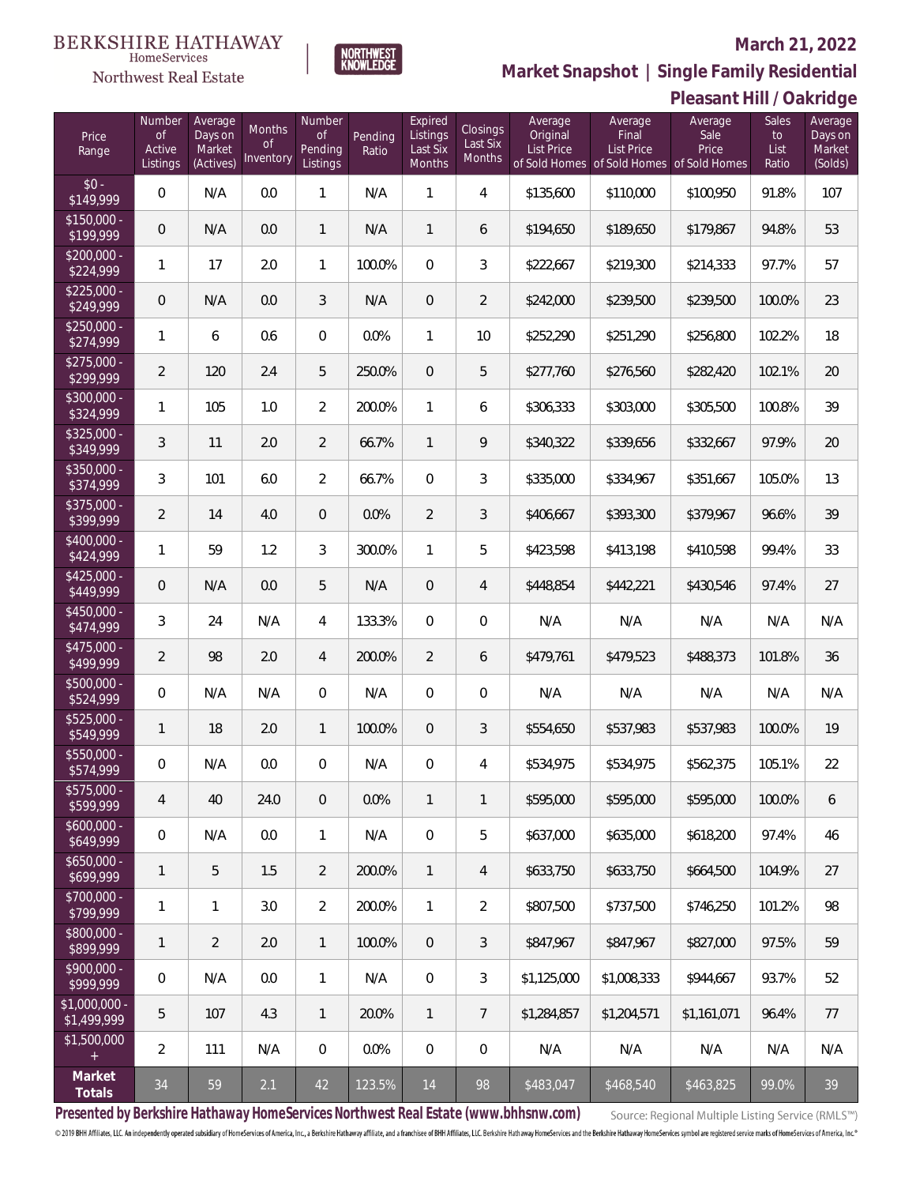BERKSHIRE HATHAWAY HomeServices Northwest Real Estate

NORTHWEST KNOWLEDGE

# March 21, 2022

## Market Snapshot | Single Family Residential

## Pleasant Hill / Oakridge

| Price Range | Number of Active Listings | Average Days on Market (Actives) | Months of Inventory | Number of Pending Listings | Pending Ratio | Expired Listings Last Six Months | Closings Last Six Months | Average Original List Price of Sold Homes | Average Final List Price of Sold Homes | Average Sale Price of Sold Homes | Sales to List Ratio | Average Days on Market (Solds) |
|---|---|---|---|---|---|---|---|---|---|---|---|---|
| $0 - $149,999 | 0 | N/A | 0.0 | 1 | N/A | 1 | 4 | $135,600 | $110,000 | $100,950 | 91.8% | 107 |
| $150,000 - $199,999 | 0 | N/A | 0.0 | 1 | N/A | 1 | 6 | $194,650 | $189,650 | $179,867 | 94.8% | 53 |
| $200,000 - $224,999 | 1 | 17 | 2.0 | 1 | 100.0% | 0 | 3 | $222,667 | $219,300 | $214,333 | 97.7% | 57 |
| $225,000 - $249,999 | 0 | N/A | 0.0 | 3 | N/A | 0 | 2 | $242,000 | $239,500 | $239,500 | 100.0% | 23 |
| $250,000 - $274,999 | 1 | 6 | 0.6 | 0 | 0.0% | 1 | 10 | $252,290 | $251,290 | $256,800 | 102.2% | 18 |
| $275,000 - $299,999 | 2 | 120 | 2.4 | 5 | 250.0% | 0 | 5 | $277,760 | $276,560 | $282,420 | 102.1% | 20 |
| $300,000 - $324,999 | 1 | 105 | 1.0 | 2 | 200.0% | 1 | 6 | $306,333 | $303,000 | $305,500 | 100.8% | 39 |
| $325,000 - $349,999 | 3 | 11 | 2.0 | 2 | 66.7% | 1 | 9 | $340,322 | $339,656 | $332,667 | 97.9% | 20 |
| $350,000 - $374,999 | 3 | 101 | 6.0 | 2 | 66.7% | 0 | 3 | $335,000 | $334,967 | $351,667 | 105.0% | 13 |
| $375,000 - $399,999 | 2 | 14 | 4.0 | 0 | 0.0% | 2 | 3 | $406,667 | $393,300 | $379,967 | 96.6% | 39 |
| $400,000 - $424,999 | 1 | 59 | 1.2 | 3 | 300.0% | 1 | 5 | $423,598 | $413,198 | $410,598 | 99.4% | 33 |
| $425,000 - $449,999 | 0 | N/A | 0.0 | 5 | N/A | 0 | 4 | $448,854 | $442,221 | $430,546 | 97.4% | 27 |
| $450,000 - $474,999 | 3 | 24 | N/A | 4 | 133.3% | 0 | 0 | N/A | N/A | N/A | N/A | N/A |
| $475,000 - $499,999 | 2 | 98 | 2.0 | 4 | 200.0% | 2 | 6 | $479,761 | $479,523 | $488,373 | 101.8% | 36 |
| $500,000 - $524,999 | 0 | N/A | N/A | 0 | N/A | 0 | 0 | N/A | N/A | N/A | N/A | N/A |
| $525,000 - $549,999 | 1 | 18 | 2.0 | 1 | 100.0% | 0 | 3 | $554,650 | $537,983 | $537,983 | 100.0% | 19 |
| $550,000 - $574,999 | 0 | N/A | 0.0 | 0 | N/A | 0 | 4 | $534,975 | $534,975 | $562,375 | 105.1% | 22 |
| $575,000 - $599,999 | 4 | 40 | 24.0 | 0 | 0.0% | 1 | 1 | $595,000 | $595,000 | $595,000 | 100.0% | 6 |
| $600,000 - $649,999 | 0 | N/A | 0.0 | 1 | N/A | 0 | 5 | $637,000 | $635,000 | $618,200 | 97.4% | 46 |
| $650,000 - $699,999 | 1 | 5 | 1.5 | 2 | 200.0% | 1 | 4 | $633,750 | $633,750 | $664,500 | 104.9% | 27 |
| $700,000 - $799,999 | 1 | 1 | 3.0 | 2 | 200.0% | 1 | 2 | $807,500 | $737,500 | $746,250 | 101.2% | 98 |
| $800,000 - $899,999 | 1 | 2 | 2.0 | 1 | 100.0% | 0 | 3 | $847,967 | $847,967 | $827,000 | 97.5% | 59 |
| $900,000 - $999,999 | 0 | N/A | 0.0 | 1 | N/A | 0 | 3 | $1,125,000 | $1,008,333 | $944,667 | 93.7% | 52 |
| $1,000,000 - $1,499,999 | 5 | 107 | 4.3 | 1 | 20.0% | 1 | 7 | $1,284,857 | $1,204,571 | $1,161,071 | 96.4% | 77 |
| $1,500,000 + | 2 | 111 | N/A | 0 | 0.0% | 0 | 0 | N/A | N/A | N/A | N/A | N/A |
| **Market Totals** | 34 | 59 | 2.1 | 42 | 123.5% | 14 | 98 | $483,047 | $468,540 | $463,825 | 99.0% | 39 |

**Presented by Berkshire Hathaway HomeServices Northwest Real Estate (www.bhhsnw.com)**

Source: Regional Multiple Listing Service (RMLS™)

© 2019 BHH Affiliates, LLC. An independently operated subsidiary of HomeServices of America, Inc., a Berkshire Hathaway affiliate, and a franchisee of BHH Affiliates, LLC. Berkshire Hathaway HomeServices and the Berkshire Hathaway HomeServices symbol are registered service marks of HomeServices of America, Inc.®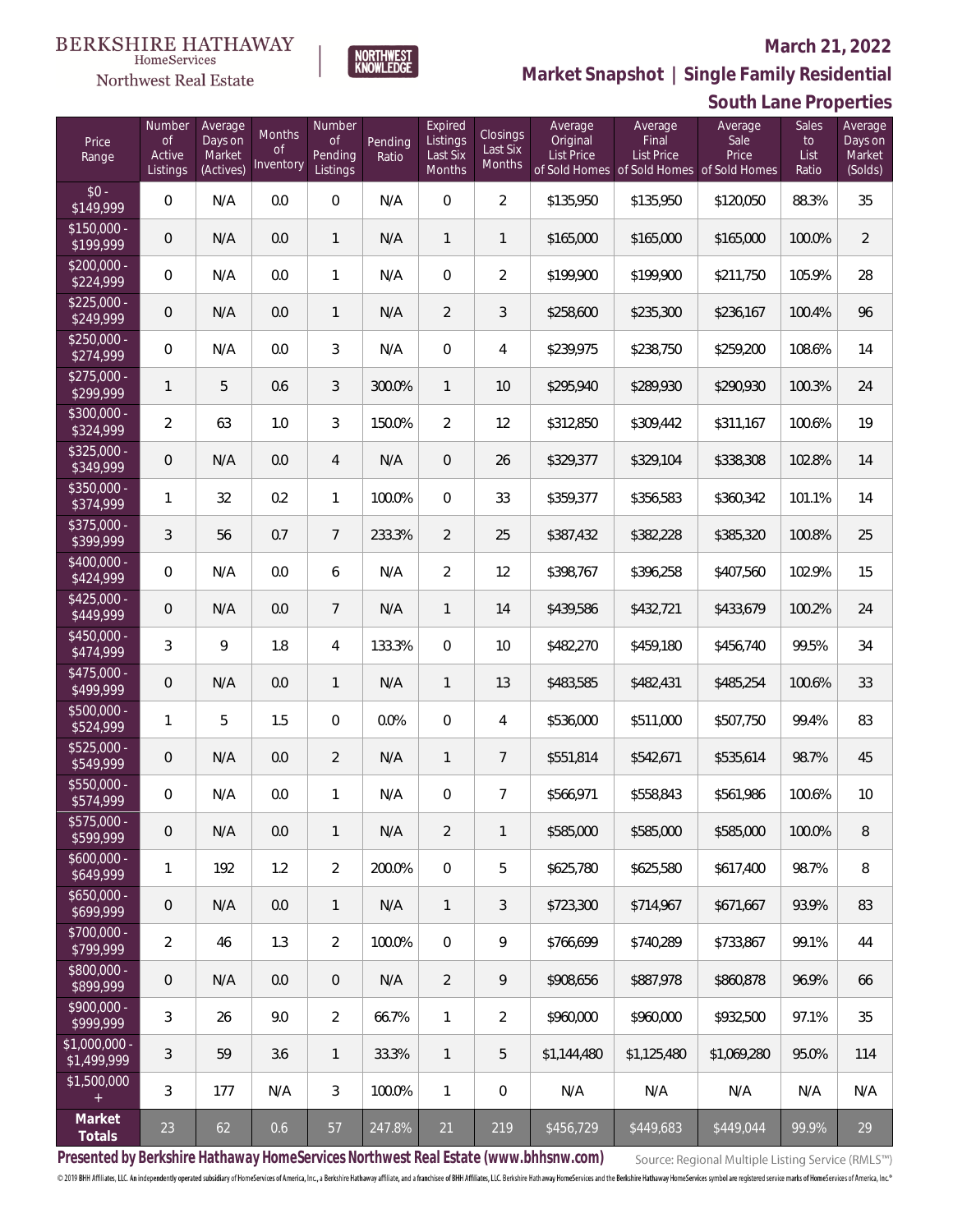BERKSHIRE HATHAWAY HomeServices Northwest Real Estate

NORTHWEST KNOWLEDGE

## March 21, 2022

## Market Snapshot | Single Family Residential

## South Lane Properties

| Price Range | Number of Active Listings | Average Days on Market (Actives) | Months of Inventory | Number of Pending Listings | Pending Ratio | Expired Listings Last Six Months | Closings Last Six Months | Average Original List Price of Sold Homes | Average Final List Price of Sold Homes | Average Sale Price of Sold Homes | Sales to List Ratio | Average Days on Market (Solds) |
|---|---|---|---|---|---|---|---|---|---|---|---|---|
| $0 - $149,999 | 0 | N/A | 0.0 | 0 | N/A | 0 | 2 | $135,950 | $135,950 | $120,050 | 88.3% | 35 |
| $150,000 - $199,999 | 0 | N/A | 0.0 | 1 | N/A | 1 | 1 | $165,000 | $165,000 | $165,000 | 100.0% | 2 |
| $200,000 - $224,999 | 0 | N/A | 0.0 | 1 | N/A | 0 | 2 | $199,900 | $199,900 | $211,750 | 105.9% | 28 |
| $225,000 - $249,999 | 0 | N/A | 0.0 | 1 | N/A | 2 | 3 | $258,600 | $235,300 | $236,167 | 100.4% | 96 |
| $250,000 - $274,999 | 0 | N/A | 0.0 | 3 | N/A | 0 | 4 | $239,975 | $238,750 | $259,200 | 108.6% | 14 |
| $275,000 - $299,999 | 1 | 5 | 0.6 | 3 | 300.0% | 1 | 10 | $295,940 | $289,930 | $290,930 | 100.3% | 24 |
| $300,000 - $324,999 | 2 | 63 | 1.0 | 3 | 150.0% | 2 | 12 | $312,850 | $309,442 | $311,167 | 100.6% | 19 |
| $325,000 - $349,999 | 0 | N/A | 0.0 | 4 | N/A | 0 | 26 | $329,377 | $329,104 | $338,308 | 102.8% | 14 |
| $350,000 - $374,999 | 1 | 32 | 0.2 | 1 | 100.0% | 0 | 33 | $359,377 | $356,583 | $360,342 | 101.1% | 14 |
| $375,000 - $399,999 | 3 | 56 | 0.7 | 7 | 233.3% | 2 | 25 | $387,432 | $382,228 | $385,320 | 100.8% | 25 |
| $400,000 - $424,999 | 0 | N/A | 0.0 | 6 | N/A | 2 | 12 | $398,767 | $396,258 | $407,560 | 102.9% | 15 |
| $425,000 - $449,999 | 0 | N/A | 0.0 | 7 | N/A | 1 | 14 | $439,586 | $432,721 | $433,679 | 100.2% | 24 |
| $450,000 - $474,999 | 3 | 9 | 1.8 | 4 | 133.3% | 0 | 10 | $482,270 | $459,180 | $456,740 | 99.5% | 34 |
| $475,000 - $499,999 | 0 | N/A | 0.0 | 1 | N/A | 1 | 13 | $483,585 | $482,431 | $485,254 | 100.6% | 33 |
| $500,000 - $524,999 | 1 | 5 | 1.5 | 0 | 0.0% | 0 | 4 | $536,000 | $511,000 | $507,750 | 99.4% | 83 |
| $525,000 - $549,999 | 0 | N/A | 0.0 | 2 | N/A | 1 | 7 | $551,814 | $542,671 | $535,614 | 98.7% | 45 |
| $550,000 - $574,999 | 0 | N/A | 0.0 | 1 | N/A | 0 | 7 | $566,971 | $558,843 | $561,986 | 100.6% | 10 |
| $575,000 - $599,999 | 0 | N/A | 0.0 | 1 | N/A | 2 | 1 | $585,000 | $585,000 | $585,000 | 100.0% | 8 |
| $600,000 - $649,999 | 1 | 192 | 1.2 | 2 | 200.0% | 0 | 5 | $625,780 | $625,580 | $617,400 | 98.7% | 8 |
| $650,000 - $699,999 | 0 | N/A | 0.0 | 1 | N/A | 1 | 3 | $723,300 | $714,967 | $671,667 | 93.9% | 83 |
| $700,000 - $799,999 | 2 | 46 | 1.3 | 2 | 100.0% | 0 | 9 | $766,699 | $740,289 | $733,867 | 99.1% | 44 |
| $800,000 - $899,999 | 0 | N/A | 0.0 | 0 | N/A | 2 | 9 | $908,656 | $887,978 | $860,878 | 96.9% | 66 |
| $900,000 - $999,999 | 3 | 26 | 9.0 | 2 | 66.7% | 1 | 2 | $960,000 | $960,000 | $932,500 | 97.1% | 35 |
| $1,000,000 - $1,499,999 | 3 | 59 | 3.6 | 1 | 33.3% | 1 | 5 | $1,144,480 | $1,125,480 | $1,069,280 | 95.0% | 114 |
| $1,500,000 + | 3 | 177 | N/A | 3 | 100.0% | 1 | 0 | N/A | N/A | N/A | N/A | N/A |
| **Market Totals** | 23 | 62 | 0.6 | 57 | 247.8% | 21 | 219 | $456,729 | $449,683 | $449,044 | 99.9% | 29 |

Presented by Berkshire Hathaway HomeServices Northwest Real Estate (www.bhhsnw.com)

Source: Regional Multiple Listing Service (RMLS™)

© 2019 BHH Affiliates, LLC. An independently operated subsidiary of HomeServices of America, Inc., a Berkshire Hathaway affiliate, and a franchisee of BHH Affiliates, LLC. Berkshire Hathaway HomeServices and the Berkshire Hathaway HomeServices symbol are registered service marks of HomeServices of America, Inc.®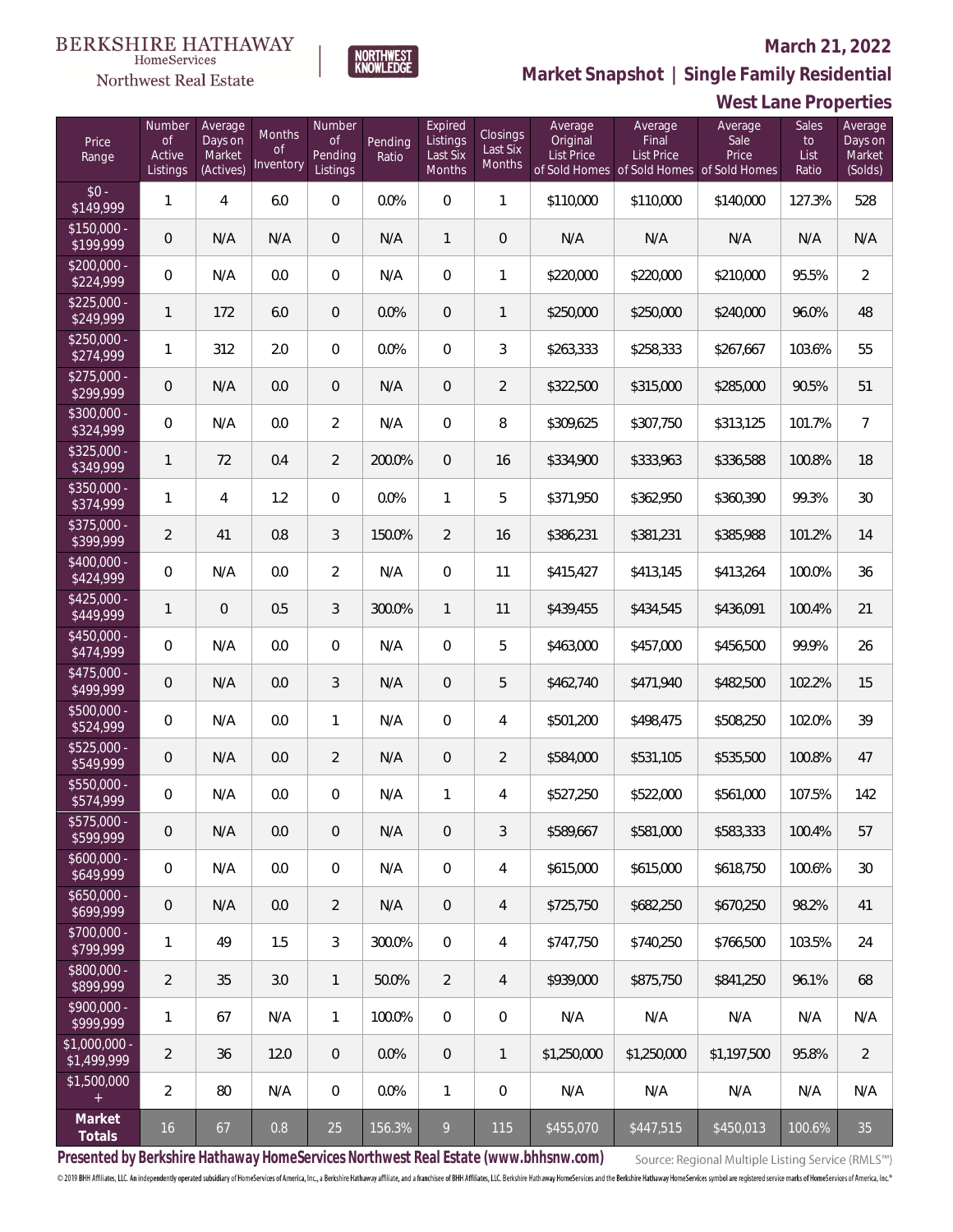BERKSHIRE HATHAWAY HomeServices Northwest Real Estate

NORTHWEST KNOWLEDGE

**March 21, 2022**

**Market Snapshot | Single Family Residential**

**West Lane Properties**

| Price Range | Number of Active Listings | Average Days on Market (Actives) | Months of Inventory | Number of Pending Listings | Pending Ratio | Expired Listings Last Six Months | Closings Last Six Months | Average Original List Price of Sold Homes | Average Final List Price of Sold Homes | Average Sale Price of Sold Homes | Sales to List Ratio | Average Days on Market (Solds) |
|---|---|---|---|---|---|---|---|---|---|---|---|---|
| $0 - $149,999 | 1 | 4 | 6.0 | 0 | 0.0% | 0 | 1 | $110,000 | $110,000 | $140,000 | 127.3% | 528 |
| $150,000 - $199,999 | 0 | N/A | N/A | 0 | N/A | 1 | 0 | N/A | N/A | N/A | N/A | N/A |
| $200,000 - $224,999 | 0 | N/A | 0.0 | 0 | N/A | 0 | 1 | $220,000 | $220,000 | $210,000 | 95.5% | 2 |
| $225,000 - $249,999 | 1 | 172 | 6.0 | 0 | 0.0% | 0 | 1 | $250,000 | $250,000 | $240,000 | 96.0% | 48 |
| $250,000 - $274,999 | 1 | 312 | 2.0 | 0 | 0.0% | 0 | 3 | $263,333 | $258,333 | $267,667 | 103.6% | 55 |
| $275,000 - $299,999 | 0 | N/A | 0.0 | 0 | N/A | 0 | 2 | $322,500 | $315,000 | $285,000 | 90.5% | 51 |
| $300,000 - $324,999 | 0 | N/A | 0.0 | 2 | N/A | 0 | 8 | $309,625 | $307,750 | $313,125 | 101.7% | 7 |
| $325,000 - $349,999 | 1 | 72 | 0.4 | 2 | 200.0% | 0 | 16 | $334,900 | $333,963 | $336,588 | 100.8% | 18 |
| $350,000 - $374,999 | 1 | 4 | 1.2 | 0 | 0.0% | 1 | 5 | $371,950 | $362,950 | $360,390 | 99.3% | 30 |
| $375,000 - $399,999 | 2 | 41 | 0.8 | 3 | 150.0% | 2 | 16 | $386,231 | $381,231 | $385,988 | 101.2% | 14 |
| $400,000 - $424,999 | 0 | N/A | 0.0 | 2 | N/A | 0 | 11 | $415,427 | $413,145 | $413,264 | 100.0% | 36 |
| $425,000 - $449,999 | 1 | 0 | 0.5 | 3 | 300.0% | 1 | 11 | $439,455 | $434,545 | $436,091 | 100.4% | 21 |
| $450,000 - $474,999 | 0 | N/A | 0.0 | 0 | N/A | 0 | 5 | $463,000 | $457,000 | $456,500 | 99.9% | 26 |
| $475,000 - $499,999 | 0 | N/A | 0.0 | 3 | N/A | 0 | 5 | $462,740 | $471,940 | $482,500 | 102.2% | 15 |
| $500,000 - $524,999 | 0 | N/A | 0.0 | 1 | N/A | 0 | 4 | $501,200 | $498,475 | $508,250 | 102.0% | 39 |
| $525,000 - $549,999 | 0 | N/A | 0.0 | 2 | N/A | 0 | 2 | $584,000 | $531,105 | $535,500 | 100.8% | 47 |
| $550,000 - $574,999 | 0 | N/A | 0.0 | 0 | N/A | 1 | 4 | $527,250 | $522,000 | $561,000 | 107.5% | 142 |
| $575,000 - $599,999 | 0 | N/A | 0.0 | 0 | N/A | 0 | 3 | $589,667 | $581,000 | $583,333 | 100.4% | 57 |
| $600,000 - $649,999 | 0 | N/A | 0.0 | 0 | N/A | 0 | 4 | $615,000 | $615,000 | $618,750 | 100.6% | 30 |
| $650,000 - $699,999 | 0 | N/A | 0.0 | 2 | N/A | 0 | 4 | $725,750 | $682,250 | $670,250 | 98.2% | 41 |
| $700,000 - $799,999 | 1 | 49 | 1.5 | 3 | 300.0% | 0 | 4 | $747,750 | $740,250 | $766,500 | 103.5% | 24 |
| $800,000 - $899,999 | 2 | 35 | 3.0 | 1 | 50.0% | 2 | 4 | $939,000 | $875,750 | $841,250 | 96.1% | 68 |
| $900,000 - $999,999 | 1 | 67 | N/A | 1 | 100.0% | 0 | 0 | N/A | N/A | N/A | N/A | N/A |
| $1,000,000 - $1,499,999 | 2 | 36 | 12.0 | 0 | 0.0% | 0 | 1 | $1,250,000 | $1,250,000 | $1,197,500 | 95.8% | 2 |
| $1,500,000 + | 2 | 80 | N/A | 0 | 0.0% | 1 | 0 | N/A | N/A | N/A | N/A | N/A |
| **Market Totals** | 16 | 67 | 0.8 | 25 | 156.3% | 9 | 115 | $455,070 | $447,515 | $450,013 | 100.6% | 35 |

**Presented by Berkshire Hathaway HomeServices Northwest Real Estate (www.bhhsnw.com)**

Source: Regional Multiple Listing Service (RMLS™)

© 2019 BHH Affiliates, LLC. An independently operated subsidiary of HomeServices of America, Inc., a Berkshire Hathaway affiliate, and a franchisee of BHH Affiliates, LLC. Berkshire Hathaway HomeServices and the Berkshire Hathaway HomeServices symbol are registered service marks of HomeServices of America, Inc.®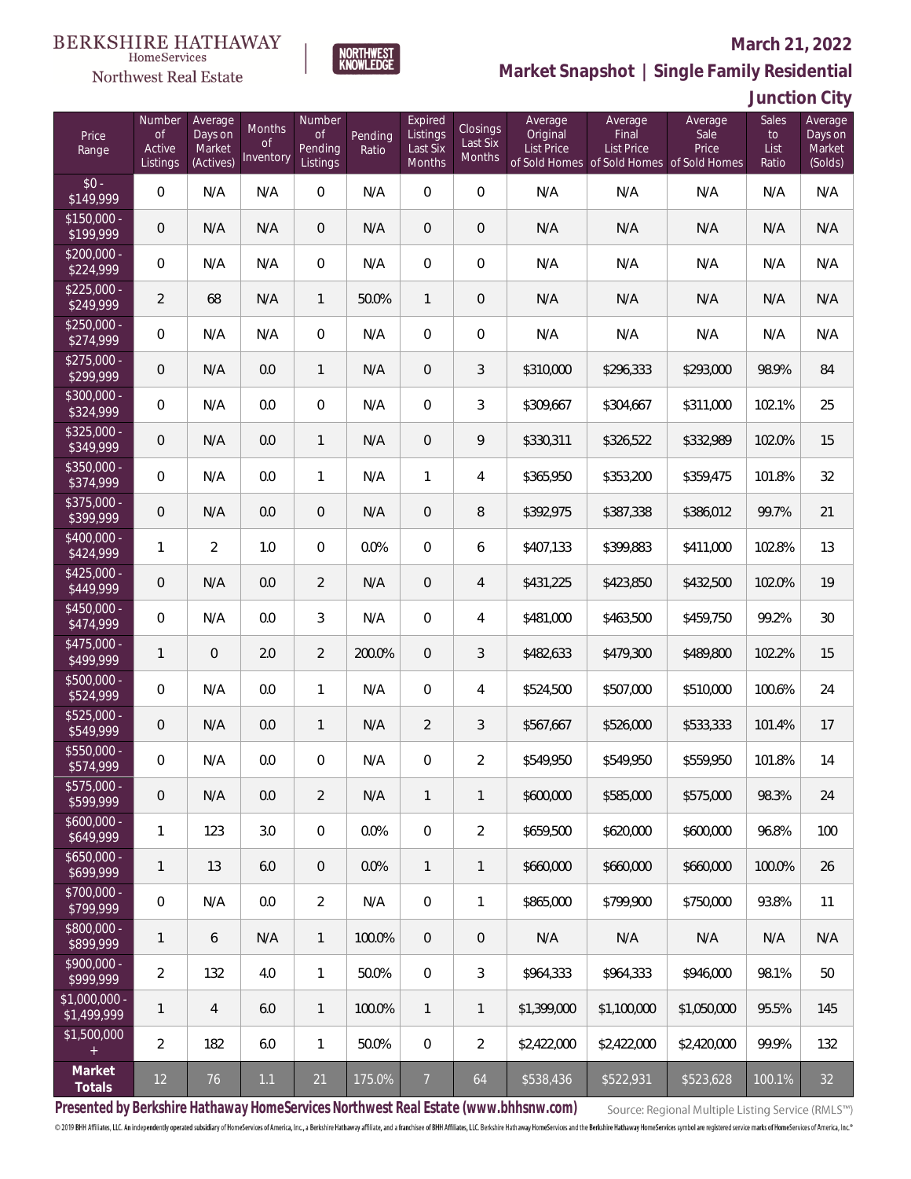BERKSHIRE HATHAWAY HomeServices Northwest Real Estate

NORTHWEST KNOWLEDGE

## March 21, 2022

## Market Snapshot | Single Family Residential

## Junction City

| Price Range | Number of Active Listings | Average Days on Market (Actives) | Months of Inventory | Number of Pending Listings | Pending Ratio | Expired Listings Last Six Months | Closings Last Six Months | Average Original List Price of Sold Homes | Average Final List Price of Sold Homes | Average Sale Price of Sold Homes | Sales to List Ratio | Average Days on Market (Solds) |
|---|---|---|---|---|---|---|---|---|---|---|---|---|
| $0 - $149,999 | 0 | N/A | N/A | 0 | N/A | 0 | 0 | N/A | N/A | N/A | N/A | N/A |
| $150,000 - $199,999 | 0 | N/A | N/A | 0 | N/A | 0 | 0 | N/A | N/A | N/A | N/A | N/A |
| $200,000 - $224,999 | 0 | N/A | N/A | 0 | N/A | 0 | 0 | N/A | N/A | N/A | N/A | N/A |
| $225,000 - $249,999 | 2 | 68 | N/A | 1 | 50.0% | 1 | 0 | N/A | N/A | N/A | N/A | N/A |
| $250,000 - $274,999 | 0 | N/A | N/A | 0 | N/A | 0 | 0 | N/A | N/A | N/A | N/A | N/A |
| $275,000 - $299,999 | 0 | N/A | 0.0 | 1 | N/A | 0 | 3 | $310,000 | $296,333 | $293,000 | 98.9% | 84 |
| $300,000 - $324,999 | 0 | N/A | 0.0 | 0 | N/A | 0 | 3 | $309,667 | $304,667 | $311,000 | 102.1% | 25 |
| $325,000 - $349,999 | 0 | N/A | 0.0 | 1 | N/A | 0 | 9 | $330,311 | $326,522 | $332,989 | 102.0% | 15 |
| $350,000 - $374,999 | 0 | N/A | 0.0 | 1 | N/A | 1 | 4 | $365,950 | $353,200 | $359,475 | 101.8% | 32 |
| $375,000 - $399,999 | 0 | N/A | 0.0 | 0 | N/A | 0 | 8 | $392,975 | $387,338 | $386,012 | 99.7% | 21 |
| $400,000 - $424,999 | 1 | 2 | 1.0 | 0 | 0.0% | 0 | 6 | $407,133 | $399,883 | $411,000 | 102.8% | 13 |
| $425,000 - $449,999 | 0 | N/A | 0.0 | 2 | N/A | 0 | 4 | $431,225 | $423,850 | $432,500 | 102.0% | 19 |
| $450,000 - $474,999 | 0 | N/A | 0.0 | 3 | N/A | 0 | 4 | $481,000 | $463,500 | $459,750 | 99.2% | 30 |
| $475,000 - $499,999 | 1 | 0 | 2.0 | 2 | 200.0% | 0 | 3 | $482,633 | $479,300 | $489,800 | 102.2% | 15 |
| $500,000 - $524,999 | 0 | N/A | 0.0 | 1 | N/A | 0 | 4 | $524,500 | $507,000 | $510,000 | 100.6% | 24 |
| $525,000 - $549,999 | 0 | N/A | 0.0 | 1 | N/A | 2 | 3 | $567,667 | $526,000 | $533,333 | 101.4% | 17 |
| $550,000 - $574,999 | 0 | N/A | 0.0 | 0 | N/A | 0 | 2 | $549,950 | $549,950 | $559,950 | 101.8% | 14 |
| $575,000 - $599,999 | 0 | N/A | 0.0 | 2 | N/A | 1 | 1 | $600,000 | $585,000 | $575,000 | 98.3% | 24 |
| $600,000 - $649,999 | 1 | 123 | 3.0 | 0 | 0.0% | 0 | 2 | $659,500 | $620,000 | $600,000 | 96.8% | 100 |
| $650,000 - $699,999 | 1 | 13 | 6.0 | 0 | 0.0% | 1 | 1 | $660,000 | $660,000 | $660,000 | 100.0% | 26 |
| $700,000 - $799,999 | 0 | N/A | 0.0 | 2 | N/A | 0 | 1 | $865,000 | $799,900 | $750,000 | 93.8% | 11 |
| $800,000 - $899,999 | 1 | 6 | N/A | 1 | 100.0% | 0 | 0 | N/A | N/A | N/A | N/A | N/A |
| $900,000 - $999,999 | 2 | 132 | 4.0 | 1 | 50.0% | 0 | 3 | $964,333 | $964,333 | $946,000 | 98.1% | 50 |
| $1,000,000 - $1,499,999 | 1 | 4 | 6.0 | 1 | 100.0% | 1 | 1 | $1,399,000 | $1,100,000 | $1,050,000 | 95.5% | 145 |
| $1,500,000 + | 2 | 182 | 6.0 | 1 | 50.0% | 0 | 2 | $2,422,000 | $2,422,000 | $2,420,000 | 99.9% | 132 |
| **Market Totals** | 12 | 76 | 1.1 | 21 | 175.0% | 7 | 64 | $538,436 | $522,931 | $523,628 | 100.1% | 32 |

**Presented by Berkshire Hathaway HomeServices Northwest Real Estate (www.bhhsnw.com)**

Source: Regional Multiple Listing Service (RMLS™)

© 2019 BHH Affiliates, LLC. An independently operated subsidiary of HomeServices of America, Inc., a Berkshire Hathaway affiliate, and a franchisee of BHH Affiliates, LLC. Berkshire Hathaway HomeServices and the Berkshire Hathaway HomeServices symbol are registered service marks of HomeServices of America, Inc.®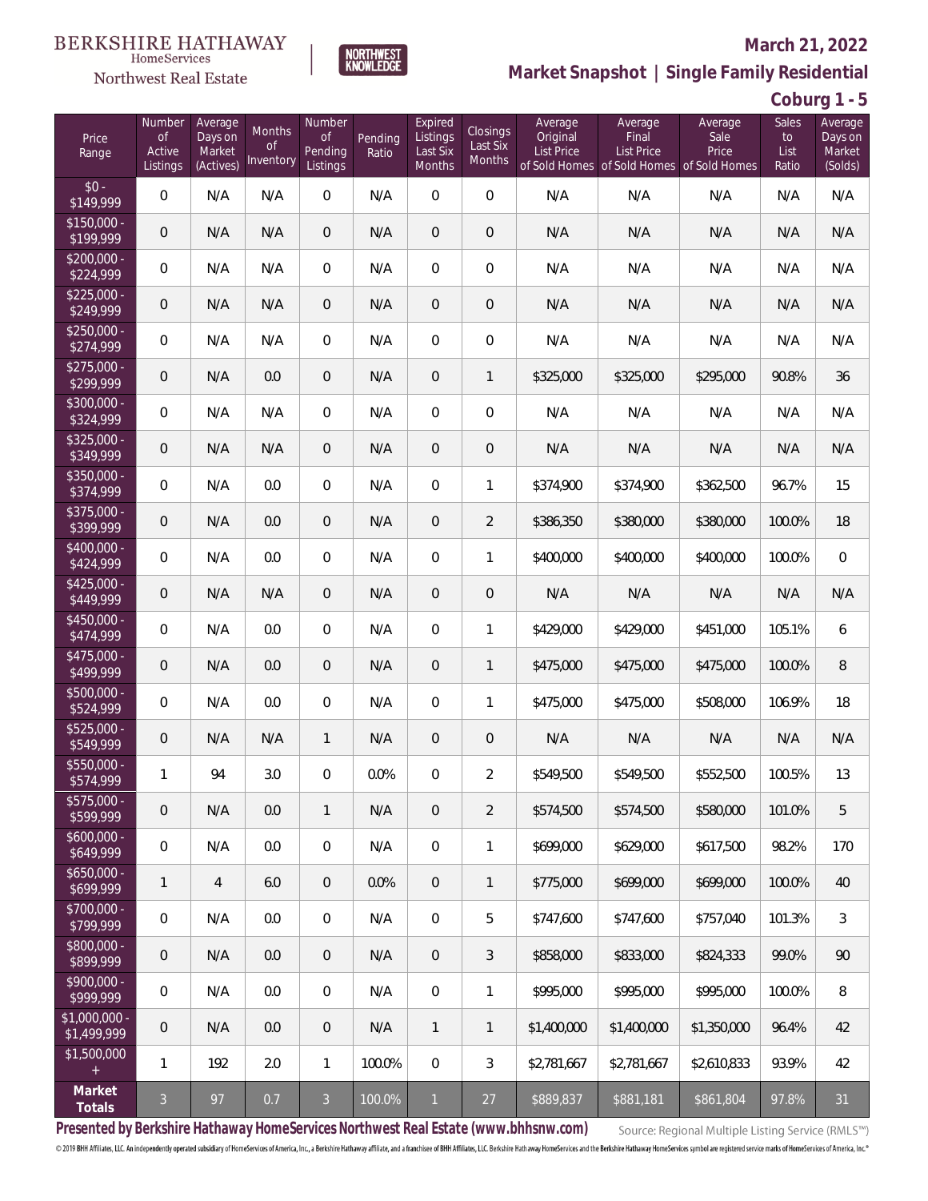BERKSHIRE HATHAWAY HomeServices
Northwest Real Estate

NORTHWEST KNOWLEDGE

**March 21, 2022**

## Market Snapshot | Single Family Residential

### Coburg 1 - 5

| Price Range | Number of Active Listings | Average Days on Market (Actives) | Months of Inventory | Number of Pending Listings | Pending Ratio | Expired Listings Last Six Months | Closings Last Six Months | Average Original List Price of Sold Homes | Average Final List Price of Sold Homes | Average Sale Price of Sold Homes | Sales to List Ratio | Average Days on Market (Solds) |
|---|---|---|---|---|---|---|---|---|---|---|---|---|
| $0 - $149,999 | 0 | N/A | N/A | 0 | N/A | 0 | 0 | N/A | N/A | N/A | N/A | N/A |
| $150,000 - $199,999 | 0 | N/A | N/A | 0 | N/A | 0 | 0 | N/A | N/A | N/A | N/A | N/A |
| $200,000 - $224,999 | 0 | N/A | N/A | 0 | N/A | 0 | 0 | N/A | N/A | N/A | N/A | N/A |
| $225,000 - $249,999 | 0 | N/A | N/A | 0 | N/A | 0 | 0 | N/A | N/A | N/A | N/A | N/A |
| $250,000 - $274,999 | 0 | N/A | N/A | 0 | N/A | 0 | 0 | N/A | N/A | N/A | N/A | N/A |
| $275,000 - $299,999 | 0 | N/A | 0.0 | 0 | N/A | 0 | 1 | $325,000 | $325,000 | $295,000 | 90.8% | 36 |
| $300,000 - $324,999 | 0 | N/A | N/A | 0 | N/A | 0 | 0 | N/A | N/A | N/A | N/A | N/A |
| $325,000 - $349,999 | 0 | N/A | N/A | 0 | N/A | 0 | 0 | N/A | N/A | N/A | N/A | N/A |
| $350,000 - $374,999 | 0 | N/A | 0.0 | 0 | N/A | 0 | 1 | $374,900 | $374,900 | $362,500 | 96.7% | 15 |
| $375,000 - $399,999 | 0 | N/A | 0.0 | 0 | N/A | 0 | 2 | $386,350 | $380,000 | $380,000 | 100.0% | 18 |
| $400,000 - $424,999 | 0 | N/A | 0.0 | 0 | N/A | 0 | 1 | $400,000 | $400,000 | $400,000 | 100.0% | 0 |
| $425,000 - $449,999 | 0 | N/A | N/A | 0 | N/A | 0 | 0 | N/A | N/A | N/A | N/A | N/A |
| $450,000 - $474,999 | 0 | N/A | 0.0 | 0 | N/A | 0 | 1 | $429,000 | $429,000 | $451,000 | 105.1% | 6 |
| $475,000 - $499,999 | 0 | N/A | 0.0 | 0 | N/A | 0 | 1 | $475,000 | $475,000 | $475,000 | 100.0% | 8 |
| $500,000 - $524,999 | 0 | N/A | 0.0 | 0 | N/A | 0 | 1 | $475,000 | $475,000 | $508,000 | 106.9% | 18 |
| $525,000 - $549,999 | 0 | N/A | N/A | 1 | N/A | 0 | 0 | N/A | N/A | N/A | N/A | N/A |
| $550,000 - $574,999 | 1 | 94 | 3.0 | 0 | 0.0% | 0 | 2 | $549,500 | $549,500 | $552,500 | 100.5% | 13 |
| $575,000 - $599,999 | 0 | N/A | 0.0 | 1 | N/A | 0 | 2 | $574,500 | $574,500 | $580,000 | 101.0% | 5 |
| $600,000 - $649,999 | 0 | N/A | 0.0 | 0 | N/A | 0 | 1 | $699,000 | $629,000 | $617,500 | 98.2% | 170 |
| $650,000 - $699,999 | 1 | 4 | 6.0 | 0 | 0.0% | 0 | 1 | $775,000 | $699,000 | $699,000 | 100.0% | 40 |
| $700,000 - $799,999 | 0 | N/A | 0.0 | 0 | N/A | 0 | 5 | $747,600 | $747,600 | $757,040 | 101.3% | 3 |
| $800,000 - $899,999 | 0 | N/A | 0.0 | 0 | N/A | 0 | 3 | $858,000 | $833,000 | $824,333 | 99.0% | 90 |
| $900,000 - $999,999 | 0 | N/A | 0.0 | 0 | N/A | 0 | 1 | $995,000 | $995,000 | $995,000 | 100.0% | 8 |
| $1,000,000 - $1,499,999 | 0 | N/A | 0.0 | 0 | N/A | 1 | 1 | $1,400,000 | $1,400,000 | $1,350,000 | 96.4% | 42 |
| $1,500,000 + | 1 | 192 | 2.0 | 1 | 100.0% | 0 | 3 | $2,781,667 | $2,781,667 | $2,610,833 | 93.9% | 42 |
| **Market Totals** | 3 | 97 | 0.7 | 3 | 100.0% | 1 | 27 | $889,837 | $881,181 | $861,804 | 97.8% | 31 |

**Presented by Berkshire Hathaway HomeServices Northwest Real Estate (www.bhhsnw.com)**

Source: Regional Multiple Listing Service (RMLS™)

© 2019 BHH Affiliates, LLC. An independently operated subsidiary of HomeServices of America, Inc., a Berkshire Hathaway affiliate, and a franchisee of BHH Affiliates, LLC. Berkshire Hathaway HomeServices and the Berkshire Hathaway HomeServices symbol are registered service marks of HomeServices of America, Inc.®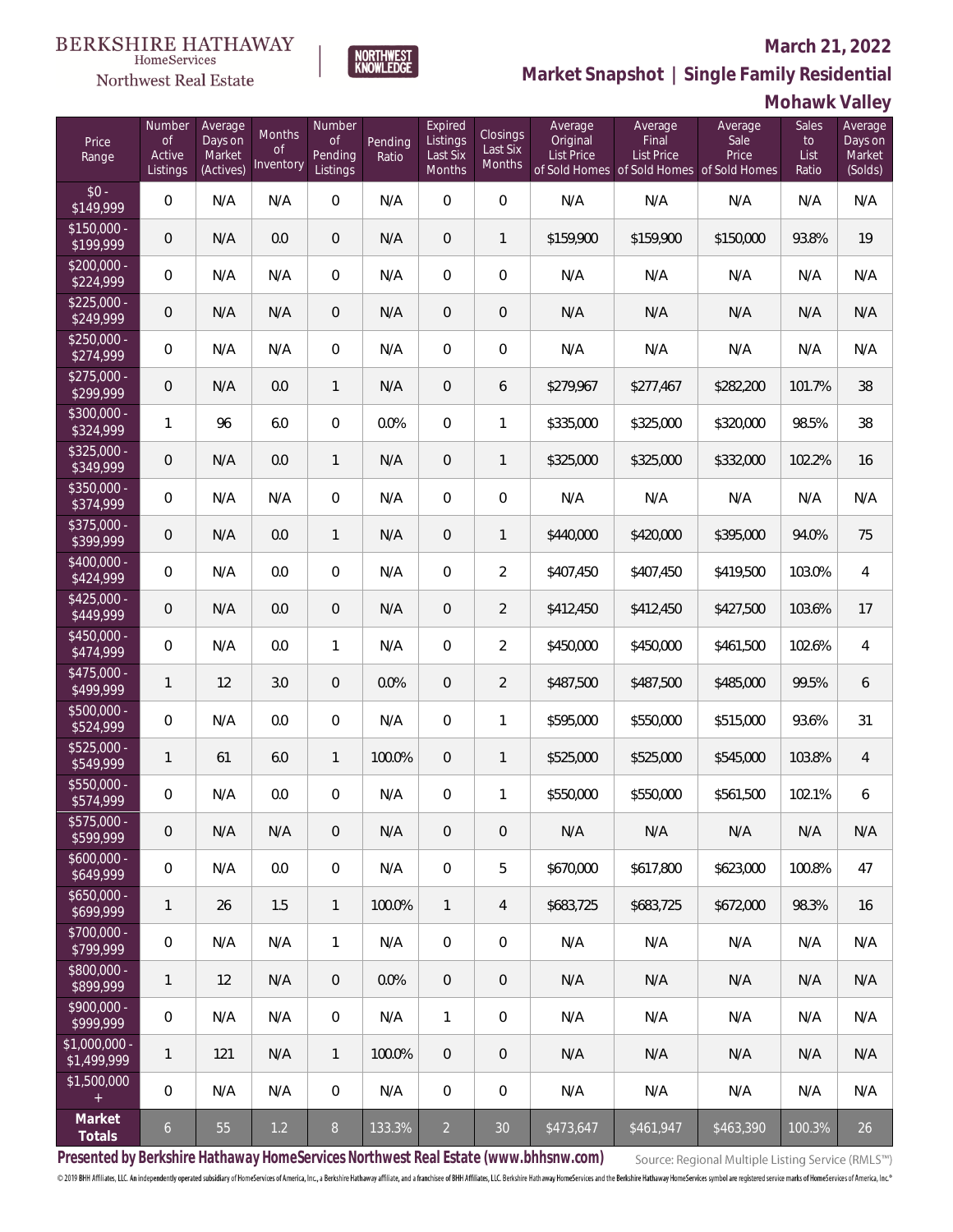BERKSHIRE HATHAWAY HomeServices Northwest Real Estate

NORTHWEST KNOWLEDGE

**March 21, 2022**

**Market Snapshot | Single Family Residential**

**Mohawk Valley**

| Price Range | Number of Active Listings | Average Days on Market (Actives) | Months of Inventory | Number of Pending Listings | Pending Ratio | Expired Listings Last Six Months | Closings Last Six Months | Average Original List Price of Sold Homes | Average Final List Price of Sold Homes | Average Sale Price of Sold Homes | Sales to List Ratio | Average Days on Market (Solds) |
|---|---|---|---|---|---|---|---|---|---|---|---|---|
| $0 - $149,999 | 0 | N/A | N/A | 0 | N/A | 0 | 0 | N/A | N/A | N/A | N/A | N/A |
| $150,000 - $199,999 | 0 | N/A | 0.0 | 0 | N/A | 0 | 1 | $159,900 | $159,900 | $150,000 | 93.8% | 19 |
| $200,000 - $224,999 | 0 | N/A | N/A | 0 | N/A | 0 | 0 | N/A | N/A | N/A | N/A | N/A |
| $225,000 - $249,999 | 0 | N/A | N/A | 0 | N/A | 0 | 0 | N/A | N/A | N/A | N/A | N/A |
| $250,000 - $274,999 | 0 | N/A | N/A | 0 | N/A | 0 | 0 | N/A | N/A | N/A | N/A | N/A |
| $275,000 - $299,999 | 0 | N/A | 0.0 | 1 | N/A | 0 | 6 | $279,967 | $277,467 | $282,200 | 101.7% | 38 |
| $300,000 - $324,999 | 1 | 96 | 6.0 | 0 | 0.0% | 0 | 1 | $335,000 | $325,000 | $320,000 | 98.5% | 38 |
| $325,000 - $349,999 | 0 | N/A | 0.0 | 1 | N/A | 0 | 1 | $325,000 | $325,000 | $332,000 | 102.2% | 16 |
| $350,000 - $374,999 | 0 | N/A | N/A | 0 | N/A | 0 | 0 | N/A | N/A | N/A | N/A | N/A |
| $375,000 - $399,999 | 0 | N/A | 0.0 | 1 | N/A | 0 | 1 | $440,000 | $420,000 | $395,000 | 94.0% | 75 |
| $400,000 - $424,999 | 0 | N/A | 0.0 | 0 | N/A | 0 | 2 | $407,450 | $407,450 | $419,500 | 103.0% | 4 |
| $425,000 - $449,999 | 0 | N/A | 0.0 | 0 | N/A | 0 | 2 | $412,450 | $412,450 | $427,500 | 103.6% | 17 |
| $450,000 - $474,999 | 0 | N/A | 0.0 | 1 | N/A | 0 | 2 | $450,000 | $450,000 | $461,500 | 102.6% | 4 |
| $475,000 - $499,999 | 1 | 12 | 3.0 | 0 | 0.0% | 0 | 2 | $487,500 | $487,500 | $485,000 | 99.5% | 6 |
| $500,000 - $524,999 | 0 | N/A | 0.0 | 0 | N/A | 0 | 1 | $595,000 | $550,000 | $515,000 | 93.6% | 31 |
| $525,000 - $549,999 | 1 | 61 | 6.0 | 1 | 100.0% | 0 | 1 | $525,000 | $525,000 | $545,000 | 103.8% | 4 |
| $550,000 - $574,999 | 0 | N/A | 0.0 | 0 | N/A | 0 | 1 | $550,000 | $550,000 | $561,500 | 102.1% | 6 |
| $575,000 - $599,999 | 0 | N/A | N/A | 0 | N/A | 0 | 0 | N/A | N/A | N/A | N/A | N/A |
| $600,000 - $649,999 | 0 | N/A | 0.0 | 0 | N/A | 0 | 5 | $670,000 | $617,800 | $623,000 | 100.8% | 47 |
| $650,000 - $699,999 | 1 | 26 | 1.5 | 1 | 100.0% | 1 | 4 | $683,725 | $683,725 | $672,000 | 98.3% | 16 |
| $700,000 - $799,999 | 0 | N/A | N/A | 1 | N/A | 0 | 0 | N/A | N/A | N/A | N/A | N/A |
| $800,000 - $899,999 | 1 | 12 | N/A | 0 | 0.0% | 0 | 0 | N/A | N/A | N/A | N/A | N/A |
| $900,000 - $999,999 | 0 | N/A | N/A | 0 | N/A | 1 | 0 | N/A | N/A | N/A | N/A | N/A |
| $1,000,000 - $1,499,999 | 1 | 121 | N/A | 1 | 100.0% | 0 | 0 | N/A | N/A | N/A | N/A | N/A |
| $1,500,000 + | 0 | N/A | N/A | 0 | N/A | 0 | 0 | N/A | N/A | N/A | N/A | N/A |
| **Market Totals** | 6 | 55 | 1.2 | 8 | 133.3% | 2 | 30 | $473,647 | $461,947 | $463,390 | 100.3% | 26 |

**Presented by Berkshire Hathaway HomeServices Northwest Real Estate (www.bhhsnw.com)**

Source: Regional Multiple Listing Service (RMLS™)

© 2019 BHH Affiliates, LLC. An independently operated subsidiary of HomeServices of America, Inc., a Berkshire Hathaway affiliate, and a franchisee of BHH Affiliates, LLC. Berkshire Hathaway HomeServices and the Berkshire Hathaway HomeServices symbol are registered service marks of HomeServices of America, Inc.®